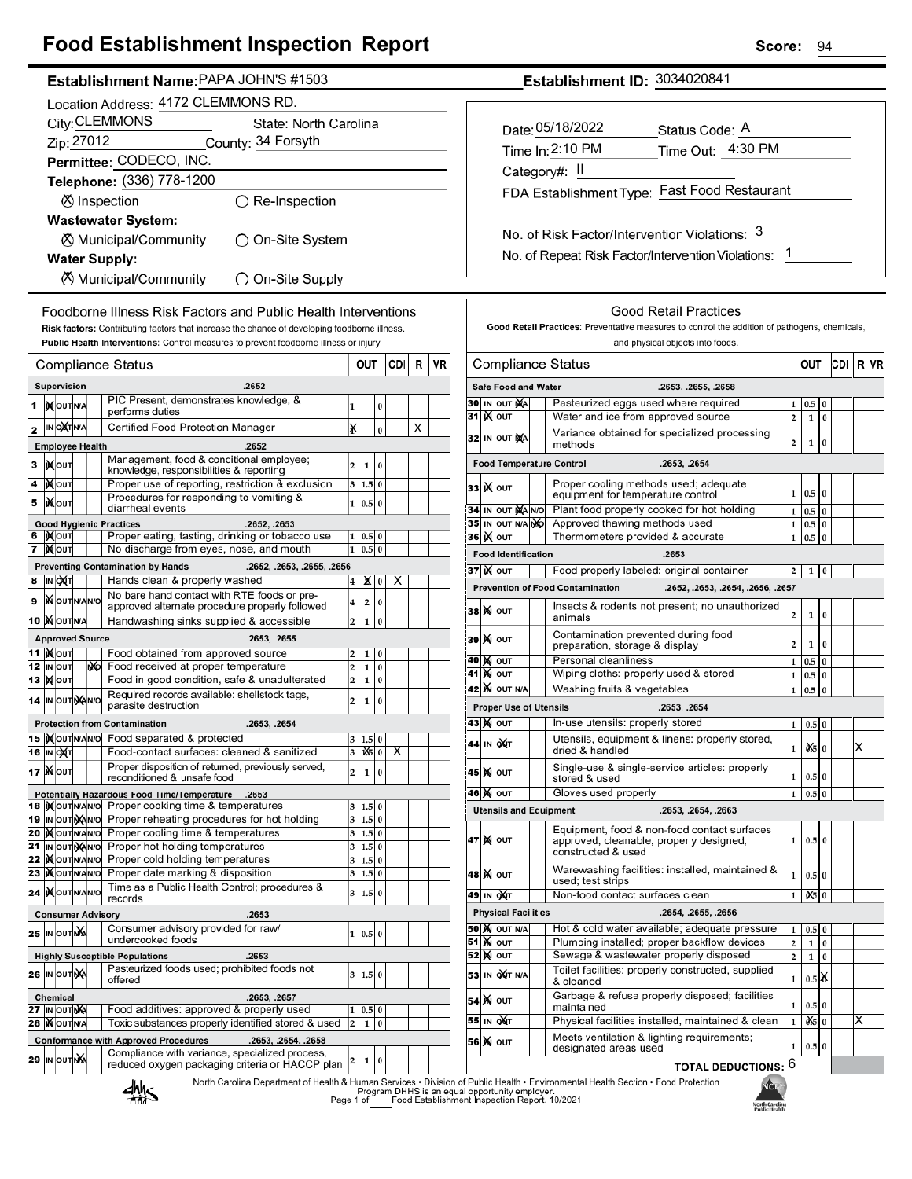# Food Establishment Inspection Report

**Score:** 94

**Establishment Name:** PAPA JOHN'S #1503

**Establishment ID:** 3034020841

Location Address: 4172 CLEMMONS RD.

City: CLEMMONS State: North Carolina

Zip: 27012 County: 34 Forsyth

**Permittee:** CODECO, INC.

**Telephone:** (336) 778-1200

⊗ Inspection ○ Re-Inspection

**Wastewater System:**

⊗ Municipal/Community ○ On-Site System

**Water Supply:**

⊗ Municipal/Community ○ On-Site Supply

Date: 05/18/2022 Status Code: A

Time In: 2:10 PM Time Out: 4:30 PM

Category#: II

FDA Establishment Type: Fast Food Restaurant

No. of Risk Factor/Intervention Violations: 3

No. of Repeat Risk Factor/Intervention Violations: 1

## Foodborne Illness Risk Factors and Public Health Interventions

**Risk factors:** Contributing factors that increase the chance of developing foodborne illness.

**Public Health Interventions:** Control measures to prevent foodborne illness or injury

| # | Compliance Status | | OUT | | CDI | R | VR |
|---|---|---|---|---|---|---|---|
| | **Supervision** .2652 | | | | | | |
| 1 | IN | PIC Present, demonstrates knowledge, & performs duties | 1 | 0 | | | |
| 2 | OUT | Certified Food Protection Manager | X | 0 | | X | |
| | **Employee Health** .2652 | | | | | | |
| 3 | IN | Management, food & conditional employee; knowledge, responsibilities & reporting | 2 1 | 0 | | | |
| 4 | IN | Proper use of reporting, restriction & exclusion | 3 1.5 | 0 | | | |
| 5 | IN | Procedures for responding to vomiting & diarrheal events | 1 0.5 | 0 | | | |
| | **Good Hygienic Practices** .2652, .2653 | | | | | | |
| 6 | IN | Proper eating, tasting, drinking or tobacco use | 1 0.5 | 0 | | | |
| 7 | IN | No discharge from eyes, nose, and mouth | 1 0.5 | 0 | | | |
| | **Preventing Contamination by Hands** .2652, .2653, .2655, .2656 | | | | | | |
| 8 | OUT | Hands clean & properly washed | 4 X | 0 | X | | |
| 9 | IN | No bare hand contact with RTE foods or pre-approved alternate procedure properly followed | 4 2 | 0 | | | |
| 10 | IN | Handwashing sinks supplied & accessible | 2 1 | 0 | | | |
| | **Approved Source** .2653, .2655 | | | | | | |
| 11 | IN | Food obtained from approved source | 2 1 | 0 | | | |
| 12 | N/O | Food received at proper temperature | 2 1 | 0 | | | |
| 13 | IN | Food in good condition, safe & unadulterated | 2 1 | 0 | | | |
| 14 | N/A | Required records available: shellstock tags, parasite destruction | 2 1 | 0 | | | |
| | **Protection from Contamination** .2653, .2654 | | | | | | |
| 15 | IN | Food separated & protected | 3 1.5 | 0 | | | |
| 16 | OUT | Food-contact surfaces: cleaned & sanitized | 3 X5 | 0 | X | | |
| 17 | IN | Proper disposition of returned, previously served, reconditioned & unsafe food | 2 1 | 0 | | | |
| | **Potentially Hazardous Food Time/Temperature** .2653 | | | | | | |
| 18 | IN | Proper cooking time & temperatures | 3 1.5 | 0 | | | |
| 19 | N/A | Proper reheating procedures for hot holding | 3 1.5 | 0 | | | |
| 20 | IN | Proper cooling time & temperatures | 3 1.5 | 0 | | | |
| 21 | N/A | Proper hot holding temperatures | 3 1.5 | 0 | | | |
| 22 | IN | Proper cold holding temperatures | 3 1.5 | 0 | | | |
| 23 | IN | Proper date marking & disposition | 3 1.5 | 0 | | | |
| 24 | IN | Time as a Public Health Control; procedures & records | 3 1.5 | 0 | | | |
| | **Consumer Advisory** .2653 | | | | | | |
| 25 | N/A | Consumer advisory provided for raw/ undercooked foods | 1 0.5 | 0 | | | |
| | **Highly Susceptible Populations** .2653 | | | | | | |
| 26 | N/A | Pasteurized foods used; prohibited foods not offered | 3 1.5 | 0 | | | |
| | **Chemical** .2653, .2657 | | | | | | |
| 27 | N/A | Food additives: approved & properly used | 1 0.5 | 0 | | | |
| 28 | IN | Toxic substances properly identified stored & used | 2 1 | 0 | | | |
| | **Conformance with Approved Procedures** .2653, .2654, .2658 | | | | | | |
| 29 | N/A | Compliance with variance, specialized process, reduced oxygen packaging criteria or HACCP plan | 2 1 | 0 | | | |

## Good Retail Practices

**Good Retail Practices:** Preventative measures to control the addition of pathogens, chemicals, and physical objects into foods.

| # | Compliance Status | | OUT | | CDI | R | VR |
|---|---|---|---|---|---|---|---|
| | **Safe Food and Water** .2653, .2655, .2658 | | | | | | |
| 30 | N/A | Pasteurized eggs used where required | 1 0.5 | 0 | | | |
| 31 | IN | Water and ice from approved source | 2 1 | 0 | | | |
| 32 | N/A | Variance obtained for specialized processing methods | 2 1 | 0 | | | |
| | **Food Temperature Control** .2653, .2654 | | | | | | |
| 33 | IN | Proper cooling methods used; adequate equipment for temperature control | 1 0.5 | 0 | | | |
| 34 | N/A | Plant food properly cooked for hot holding | 1 0.5 | 0 | | | |
| 35 | N/O | Approved thawing methods used | 1 0.5 | 0 | | | |
| 36 | IN | Thermometers provided & accurate | 1 0.5 | 0 | | | |
| | **Food Identification** .2653 | | | | | | |
| 37 | IN | Food properly labeled: original container | 2 1 | 0 | | | |
| | **Prevention of Food Contamination** .2652, .2653, .2654, .2656, .2657 | | | | | | |
| 38 | IN | Insects & rodents not present; no unauthorized animals | 2 1 | 0 | | | |
| 39 | IN | Contamination prevented during food preparation, storage & display | 2 1 | 0 | | | |
| 40 | IN | Personal cleanliness | 1 0.5 | 0 | | | |
| 41 | IN | Wiping cloths: properly used & stored | 1 0.5 | 0 | | | |
| 42 | IN | Washing fruits & vegetables | 1 0.5 | 0 | | | |
| | **Proper Use of Utensils** .2653, .2654 | | | | | | |
| 43 | IN | In-use utensils: properly stored | 1 0.5 | 0 | | | |
| 44 | OUT | Utensils, equipment & linens: properly stored, dried & handled | 1 X5 | 0 | | | X |
| 45 | IN | Single-use & single-service articles: properly stored & used | 1 0.5 | 0 | | | |
| 46 | IN | Gloves used properly | 1 0.5 | 0 | | | |
| | **Utensils and Equipment** .2653, .2654, .2663 | | | | | | |
| 47 | IN | Equipment, food & non-food contact surfaces approved, cleanable, properly designed, constructed & used | 1 0.5 | 0 | | | |
| 48 | IN | Warewashing facilities: installed, maintained & used; test strips | 1 0.5 | 0 | | | |
| 49 | OUT | Non-food contact surfaces clean | 1 X5 | 0 | | | |
| | **Physical Facilities** .2654, .2655, .2656 | | | | | | |
| 50 | IN | Hot & cold water available; adequate pressure | 1 0.5 | 0 | | | |
| 51 | IN | Plumbing installed; proper backflow devices | 2 1 | 0 | | | |
| 52 | IN | Sewage & wastewater properly disposed | 2 1 | 0 | | | |
| 53 | OUT | Toilet facilities: properly constructed, supplied & cleaned | 1 0.5 | X | | | |
| 54 | IN | Garbage & refuse properly disposed; facilities maintained | 1 0.5 | 0 | | | |
| 55 | OUT | Physical facilities installed, maintained & clean | 1 X5 | 0 | | | X |
| 56 | IN | Meets ventilation & lighting requirements; designated areas used | 1 0.5 | 0 | | | |
| | **TOTAL DEDUCTIONS:** 6 | | | | | | |

North Carolina Department of Health & Human Services • Division of Public Health • Environmental Health Section • Food Protection Program DHHS is an equal opportunity employer. Food Establishment Inspection Report, 10/2021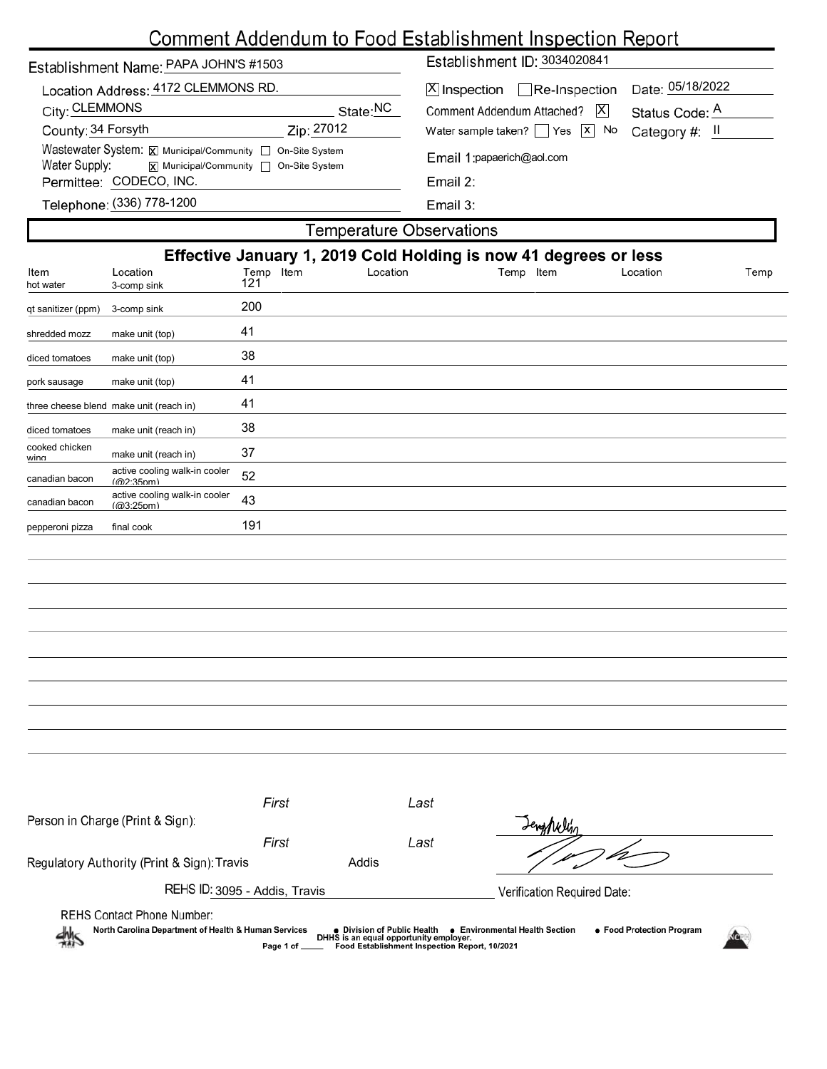# Comment Addendum to Food Establishment Inspection Report

Establishment Name: PAPA JOHN'S #1503

Establishment ID: 3034020841

Location Address: 4172 CLEMMONS RD.

City: CLEMMONS State: NC

County: 34 Forsyth Zip: 27012

Wastewater System: [X] Municipal/Community [ ] On-Site System

Water Supply: [X] Municipal/Community [ ] On-Site System

Permittee: CODECO, INC.

Telephone: (336) 778-1200

[X] Inspection [ ] Re-Inspection Date: 05/18/2022

Comment Addendum Attached? [X] Status Code: A

Water sample taken? [ ] Yes [X] No Category #: II

Email 1: papaerich@aol.com

Email 2:

Email 3:

## Temperature Observations

**Effective January 1, 2019 Cold Holding is now 41 degrees or less**

| Item | Location | Temp | Item | Location | Temp | Item | Location | Temp |
|---|---|---|---|---|---|---|---|---|
| hot water | 3-comp sink | 121 | | | | | | |
| qt sanitizer (ppm) | 3-comp sink | 200 | | | | | | |
| shredded mozz | make unit (top) | 41 | | | | | | |
| diced tomatoes | make unit (top) | 38 | | | | | | |
| pork sausage | make unit (top) | 41 | | | | | | |
| three cheese blend | make unit (reach in) | 41 | | | | | | |
| diced tomatoes | make unit (reach in) | 38 | | | | | | |
| cooked chicken wing | make unit (reach in) | 37 | | | | | | |
| canadian bacon | active cooling walk-in cooler (@2:35pm) | 52 | | | | | | |
| canadian bacon | active cooling walk-in cooler (@3:25pm) | 43 | | | | | | |
| pepperoni pizza | final cook | 191 | | | | | | |

Person in Charge (Print & Sign): First Last

Regulatory Authority (Print & Sign): First Travis Last Addis

REHS ID: 3095 - Addis, Travis

Verification Required Date:

REHS Contact Phone Number:

North Carolina Department of Health & Human Services • Division of Public Health • Environmental Health Section • Food Protection Program

DHHS is an equal opportunity employer.

Food Establishment Inspection Report, 10/2021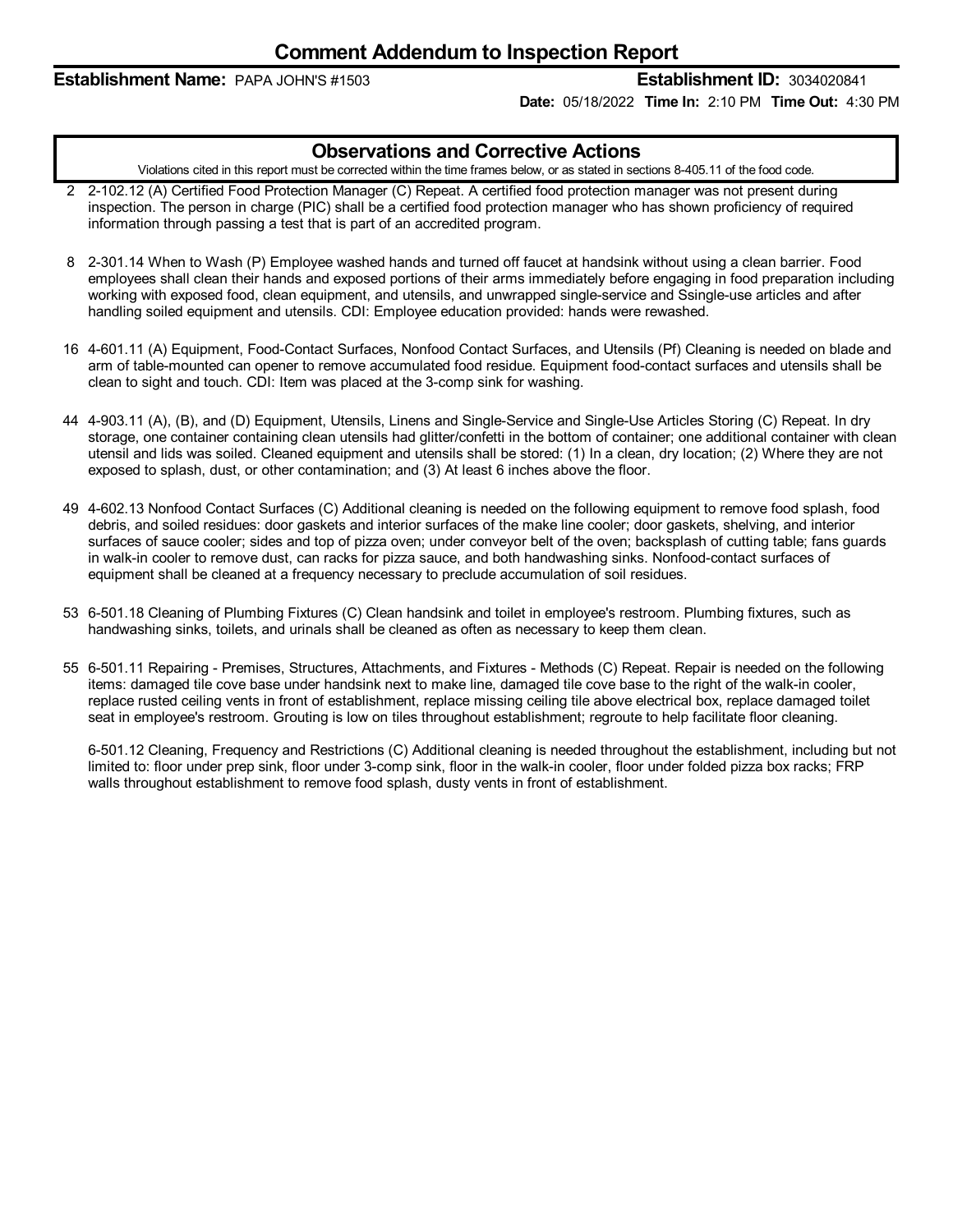# Comment Addendum to Inspection Report

**Establishment Name:** PAPA JOHN'S #1503 **Establishment ID:** 3034020841

**Date:** 05/18/2022 **Time In:** 2:10 PM **Time Out:** 4:30 PM

## Observations and Corrective Actions

Violations cited in this report must be corrected within the time frames below, or as stated in sections 8-405.11 of the food code.

2 2-102.12 (A) Certified Food Protection Manager (C) Repeat. A certified food protection manager was not present during inspection. The person in charge (PIC) shall be a certified food protection manager who has shown proficiency of required information through passing a test that is part of an accredited program.

8 2-301.14 When to Wash (P) Employee washed hands and turned off faucet at handsink without using a clean barrier. Food employees shall clean their hands and exposed portions of their arms immediately before engaging in food preparation including working with exposed food, clean equipment, and utensils, and unwrapped single-service and Ssingle-use articles and after handling soiled equipment and utensils. CDI: Employee education provided: hands were rewashed.

16 4-601.11 (A) Equipment, Food-Contact Surfaces, Nonfood Contact Surfaces, and Utensils (Pf) Cleaning is needed on blade and arm of table-mounted can opener to remove accumulated food residue. Equipment food-contact surfaces and utensils shall be clean to sight and touch. CDI: Item was placed at the 3-comp sink for washing.

44 4-903.11 (A), (B), and (D) Equipment, Utensils, Linens and Single-Service and Single-Use Articles Storing (C) Repeat. In dry storage, one container containing clean utensils had glitter/confetti in the bottom of container; one additional container with clean utensil and lids was soiled. Cleaned equipment and utensils shall be stored: (1) In a clean, dry location; (2) Where they are not exposed to splash, dust, or other contamination; and (3) At least 6 inches above the floor.

49 4-602.13 Nonfood Contact Surfaces (C) Additional cleaning is needed on the following equipment to remove food splash, food debris, and soiled residues: door gaskets and interior surfaces of the make line cooler; door gaskets, shelving, and interior surfaces of sauce cooler; sides and top of pizza oven; under conveyor belt of the oven; backsplash of cutting table; fans guards in walk-in cooler to remove dust, can racks for pizza sauce, and both handwashing sinks. Nonfood-contact surfaces of equipment shall be cleaned at a frequency necessary to preclude accumulation of soil residues.

53 6-501.18 Cleaning of Plumbing Fixtures (C) Clean handsink and toilet in employee's restroom. Plumbing fixtures, such as handwashing sinks, toilets, and urinals shall be cleaned as often as necessary to keep them clean.

55 6-501.11 Repairing - Premises, Structures, Attachments, and Fixtures - Methods (C) Repeat. Repair is needed on the following items: damaged tile cove base under handsink next to make line, damaged tile cove base to the right of the walk-in cooler, replace rusted ceiling vents in front of establishment, replace missing ceiling tile above electrical box, replace damaged toilet seat in employee's restroom. Grouting is low on tiles throughout establishment; regroute to help facilitate floor cleaning.

6-501.12 Cleaning, Frequency and Restrictions (C) Additional cleaning is needed throughout the establishment, including but not limited to: floor under prep sink, floor under 3-comp sink, floor in the walk-in cooler, floor under folded pizza box racks; FRP walls throughout establishment to remove food splash, dusty vents in front of establishment.